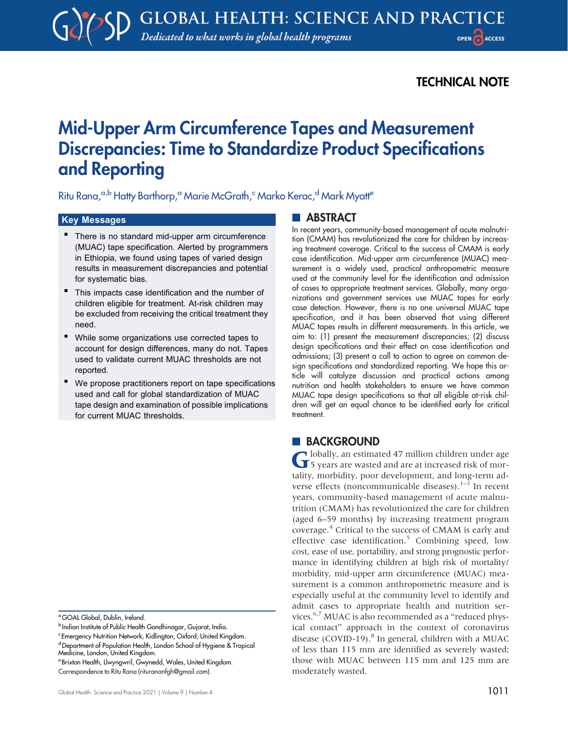TECHNICAL NOTE

# Mid-Upper Arm Circumference Tapes and Measurement Discrepancies: Time to Standardize Product Specifications and Reporting

Ritu Rana,[a,b] Hatty Barthorp,[a] Marie McGrath,[c] Marko Kerac,[d] Mark Myatt[e]

## Key Messages

- There is no standard mid-upper arm circumference (MUAC) tape specification. Alerted by programmers in Ethiopia, we found using tapes of varied design results in measurement discrepancies and potential for systematic bias.
- This impacts case identification and the number of children eligible for treatment. At-risk children may be excluded from receiving the critical treatment they need.
- While some organizations use corrected tapes to account for design differences, many do not. Tapes used to validate current MUAC thresholds are not reported.
- We propose practitioners report on tape specifications used and call for global standardization of MUAC tape design and examination of possible implications for current MUAC thresholds.

## ABSTRACT

In recent years, community-based management of acute malnutrition (CMAM) has revolutionized the care for children by increasing treatment coverage. Critical to the success of CMAM is early case identification. Mid-upper arm circumference (MUAC) measurement is a widely used, practical anthropometric measure used at the community level for the identification and admission of cases to appropriate treatment services. Globally, many organizations and government services use MUAC tapes for early case detection. However, there is no one universal MUAC tape specification, and it has been observed that using different MUAC tapes results in different measurements. In this article, we aim to: (1) present the measurement discrepancies; (2) discuss design specifications and their effect on case identification and admissions; (3) present a call to action to agree on common design specifications and standardized reporting. We hope this article will catalyze discussion and practical actions among nutrition and health stakeholders to ensure we have common MUAC tape design specifications so that all eligible at-risk children will get an equal chance to be identified early for critical treatment.

## BACKGROUND

Globally, an estimated 47 million children under age 5 years are wasted and are at increased risk of mortality, morbidity, poor development, and long-term adverse effects (noncommunicable diseases).[1–3] In recent years, community-based management of acute malnutrition (CMAM) has revolutionized the care for children (aged 6–59 months) by increasing treatment program coverage.[4] Critical to the success of CMAM is early and effective case identification.[5] Combining speed, low cost, ease of use, portability, and strong prognostic performance in identifying children at high risk of mortality/morbidity, mid-upper arm circumference (MUAC) measurement is a common anthropometric measure and is especially useful at the community level to identify and admit cases to appropriate health and nutrition services.[6,7] MUAC is also recommended as a "reduced physical contact" approach in the context of coronavirus disease (COVID-19).[8] In general, children with a MUAC of less than 115 mm are identified as severely wasted; those with MUAC between 115 mm and 125 mm are moderately wasted.

[a] GOAL Global, Dublin, Ireland.
[b] Indian Institute of Public Health Gandhinagar, Gujarat, India.
[c] Emergency Nutrition Network, Kidlington, Oxford, United Kingdom.
[d] Department of Population Health, London School of Hygiene & Tropical Medicine, London, United Kingdom.
[e] Brixton Health, Llwyngwril, Gwynedd, Wales, United Kingdom.
Correspondence to Ritu Rana (riturananfgh@gmail.com).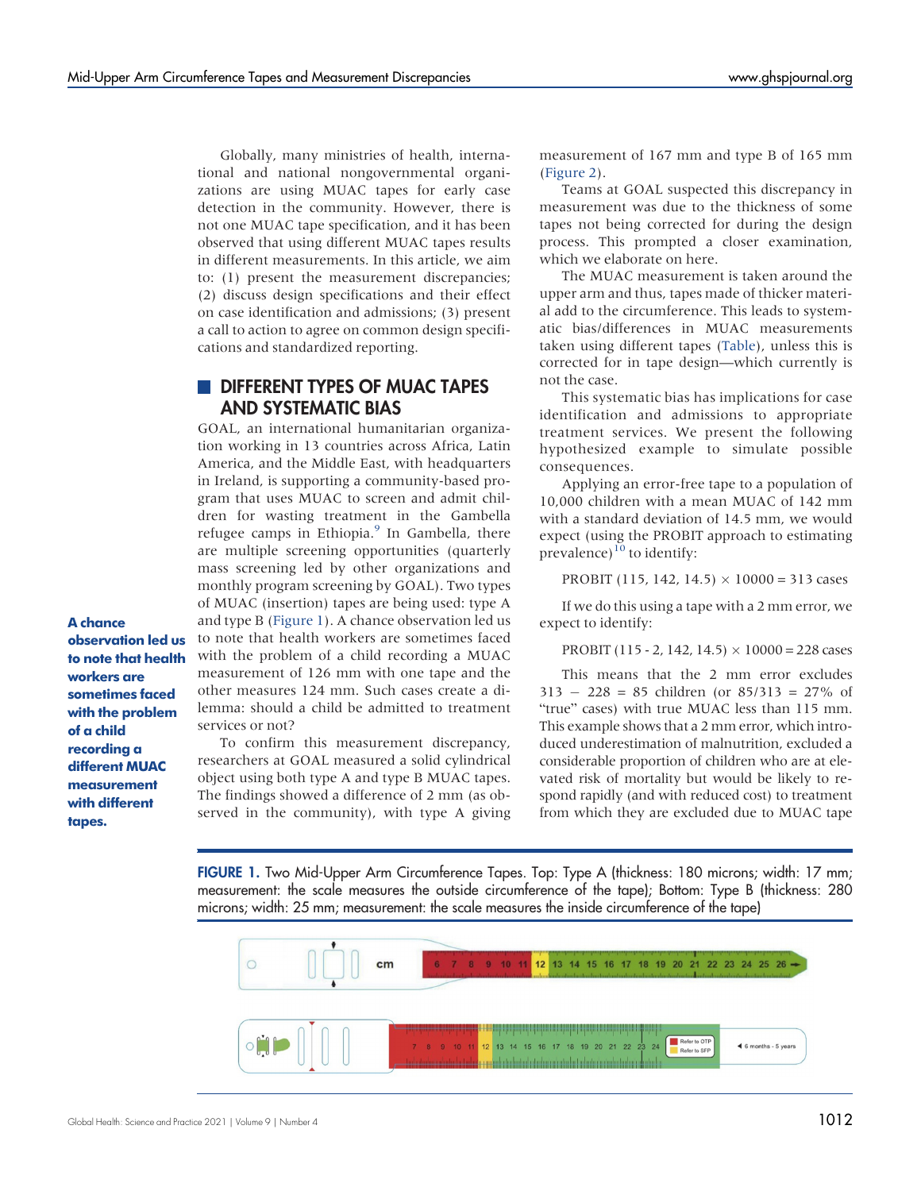Globally, many ministries of health, international and national nongovernmental organizations are using MUAC tapes for early case detection in the community. However, there is not one MUAC tape specification, and it has been observed that using different MUAC tapes results in different measurements. In this article, we aim to: (1) present the measurement discrepancies; (2) discuss design specifications and their effect on case identification and admissions; (3) present a call to action to agree on common design specifications and standardized reporting.

## DIFFERENT TYPES OF MUAC TAPES AND SYSTEMATIC BIAS

GOAL, an international humanitarian organization working in 13 countries across Africa, Latin America, and the Middle East, with headquarters in Ireland, is supporting a community-based program that uses MUAC to screen and admit children for wasting treatment in the Gambella refugee camps in Ethiopia.[9] In Gambella, there are multiple screening opportunities (quarterly mass screening led by other organizations and monthly program screening by GOAL). Two types of MUAC (insertion) tapes are being used: type A and type B (Figure 1). A chance observation led us to note that health workers are sometimes faced with the problem of a child recording a MUAC measurement of 126 mm with one tape and the other measures 124 mm. Such cases create a dilemma: should a child be admitted to treatment services or not?

**A chance observation led us to note that health workers are sometimes faced with the problem of a child recording a different MUAC measurement with different tapes.**

To confirm this measurement discrepancy, researchers at GOAL measured a solid cylindrical object using both type A and type B MUAC tapes. The findings showed a difference of 2 mm (as observed in the community), with type A giving measurement of 167 mm and type B of 165 mm (Figure 2).

Teams at GOAL suspected this discrepancy in measurement was due to the thickness of some tapes not being corrected for during the design process. This prompted a closer examination, which we elaborate on here.

The MUAC measurement is taken around the upper arm and thus, tapes made of thicker material add to the circumference. This leads to systematic bias/differences in MUAC measurements taken using different tapes (Table), unless this is corrected for in tape design—which currently is not the case.

This systematic bias has implications for case identification and admissions to appropriate treatment services. We present the following hypothesized example to simulate possible consequences.

Applying an error-free tape to a population of 10,000 children with a mean MUAC of 142 mm with a standard deviation of 14.5 mm, we would expect (using the PROBIT approach to estimating prevalence)[10] to identify:

PROBIT (115, 142, 14.5) $\times$ 10000 = 313 cases

If we do this using a tape with a 2 mm error, we expect to identify:

PROBIT (115 - 2, 142, 14.5) $\times$ 10000 = 228 cases

This means that the 2 mm error excludes 313 − 228 = 85 children (or 85/313 = 27% of "true" cases) with true MUAC less than 115 mm. This example shows that a 2 mm error, which introduced underestimation of malnutrition, excluded a considerable proportion of children who are at elevated risk of mortality but would be likely to respond rapidly (and with reduced cost) to treatment from which they are excluded due to MUAC tape

**FIGURE 1.** Two Mid-Upper Arm Circumference Tapes. Top: Type A (thickness: 180 microns; width: 17 mm; measurement: the scale measures the outside circumference of the tape); Bottom: Type B (thickness: 280 microns; width: 25 mm; measurement: the scale measures the inside circumference of the tape)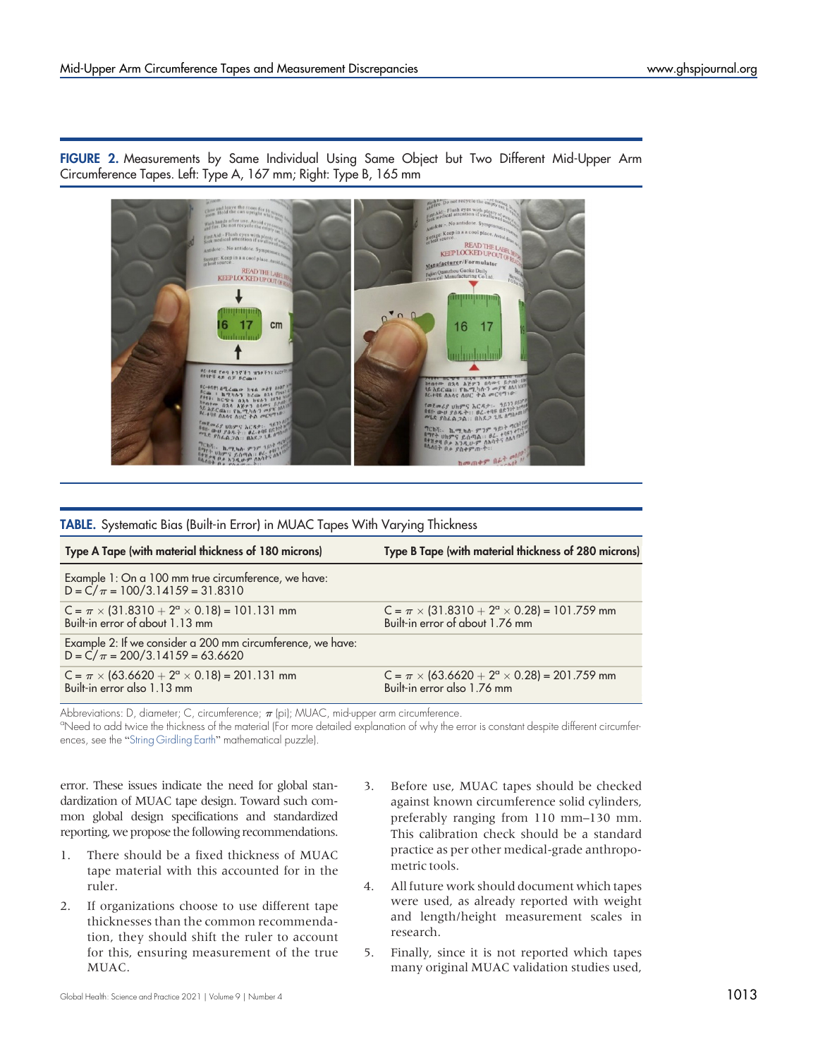**FIGURE 2.** Measurements by Same Individual Using Same Object but Two Different Mid-Upper Arm Circumference Tapes. Left: Type A, 167 mm; Right: Type B, 165 mm

**TABLE.** Systematic Bias (Built-in Error) in MUAC Tapes With Varying Thickness

| Type A Tape (with material thickness of 180 microns) | Type B Tape (with material thickness of 280 microns) |
|---|---|
| Example 1: On a 100 mm true circumference, we have: $D = C/\pi = 100/3.14159 = 31.8310$ | |
| $C = \pi \times (31.8310 + 2^{a} \times 0.18) = 101.131$ mm Built-in error of about 1.13 mm | $C = \pi \times (31.8310 + 2^{a} \times 0.28) = 101.759$ mm Built-in error of about 1.76 mm |
| Example 2: If we consider a 200 mm circumference, we have: $D = C/\pi = 200/3.14159 = 63.6620$ | |
| $C = \pi \times (63.6620 + 2^{a} \times 0.18) = 201.131$ mm Built-in error also 1.13 mm | $C = \pi \times (63.6620 + 2^{a} \times 0.28) = 201.759$ mm Built-in error also 1.76 mm |

Abbreviations: D, diameter; C, circumference; $\pi$ (pi); MUAC, mid-upper arm circumference.
[a] Need to add twice the thickness of the material (For more detailed explanation of why the error is constant despite different circumferences, see the "String Girdling Earth" mathematical puzzle).

error. These issues indicate the need for global standardization of MUAC tape design. Toward such common global design specifications and standardized reporting, we propose the following recommendations.

1. There should be a fixed thickness of MUAC tape material with this accounted for in the ruler.
2. If organizations choose to use different tape thicknesses than the common recommendation, they should shift the ruler to account for this, ensuring measurement of the true MUAC.
3. Before use, MUAC tapes should be checked against known circumference solid cylinders, preferably ranging from 110 mm–130 mm. This calibration check should be a standard practice as per other medical-grade anthropometric tools.
4. All future work should document which tapes were used, as already reported with weight and length/height measurement scales in research.
5. Finally, since it is not reported which tapes many original MUAC validation studies used,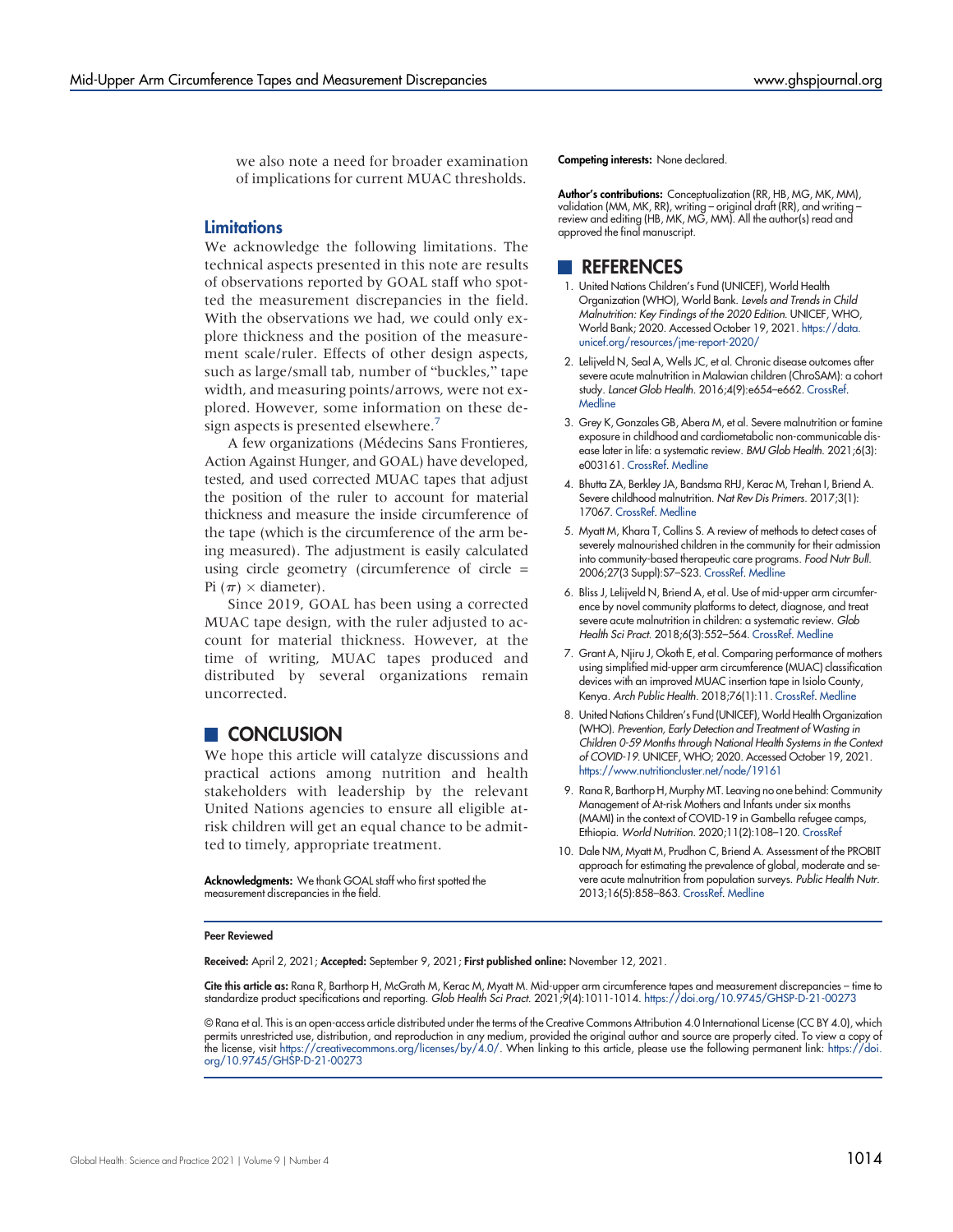we also note a need for broader examination of implications for current MUAC thresholds.

### Limitations

We acknowledge the following limitations. The technical aspects presented in this note are results of observations reported by GOAL staff who spotted the measurement discrepancies in the field. With the observations we had, we could only explore thickness and the position of the measurement scale/ruler. Effects of other design aspects, such as large/small tab, number of "buckles," tape width, and measuring points/arrows, were not explored. However, some information on these design aspects is presented elsewhere.[7]

A few organizations (Médecins Sans Frontieres, Action Against Hunger, and GOAL) have developed, tested, and used corrected MUAC tapes that adjust the position of the ruler to account for material thickness and measure the inside circumference of the tape (which is the circumference of the arm being measured). The adjustment is easily calculated using circle geometry (circumference of circle = Pi ($\pi$) × diameter).

Since 2019, GOAL has been using a corrected MUAC tape design, with the ruler adjusted to account for material thickness. However, at the time of writing, MUAC tapes produced and distributed by several organizations remain uncorrected.

## CONCLUSION

We hope this article will catalyze discussions and practical actions among nutrition and health stakeholders with leadership by the relevant United Nations agencies to ensure all eligible at-risk children will get an equal chance to be admitted to timely, appropriate treatment.

**Acknowledgments:** We thank GOAL staff who first spotted the measurement discrepancies in the field.

**Competing interests:** None declared.

**Author's contributions:** Conceptualization (RR, HB, MG, MK, MM), validation (MM, MK, RR), writing – original draft (RR), and writing – review and editing (HB, MK, MG, MM). All the author(s) read and approved the final manuscript.

## REFERENCES

1. United Nations Children's Fund (UNICEF), World Health Organization (WHO), World Bank. *Levels and Trends in Child Malnutrition: Key Findings of the 2020 Edition.* UNICEF, WHO, World Bank; 2020. Accessed October 19, 2021. https://data.unicef.org/resources/jme-report-2020/
2. Lelijveld N, Seal A, Wells JC, et al. Chronic disease outcomes after severe acute malnutrition in Malawian children (ChroSAM): a cohort study. *Lancet Glob Health.* 2016;4(9):e654–e662. CrossRef. Medline
3. Grey K, Gonzales GB, Abera M, et al. Severe malnutrition or famine exposure in childhood and cardiometabolic non-communicable disease later in life: a systematic review. *BMJ Glob Health.* 2021;6(3):e003161. CrossRef. Medline
4. Bhutta ZA, Berkley JA, Bandsma RHJ, Kerac M, Trehan I, Briend A. Severe childhood malnutrition. *Nat Rev Dis Primers.* 2017;3(1):17067. CrossRef. Medline
5. Myatt M, Khara T, Collins S. A review of methods to detect cases of severely malnourished children in the community for their admission into community-based therapeutic care programs. *Food Nutr Bull.* 2006;27(3 Suppl):S7–S23. CrossRef. Medline
6. Bliss J, Lelijveld N, Briend A, et al. Use of mid-upper arm circumference by novel community platforms to detect, diagnose, and treat severe acute malnutrition in children: a systematic review. *Glob Health Sci Pract.* 2018;6(3):552–564. CrossRef. Medline
7. Grant A, Njiru J, Okoth E, et al. Comparing performance of mothers using simplified mid-upper arm circumference (MUAC) classification devices with an improved MUAC insertion tape in Isiolo County, Kenya. *Arch Public Health.* 2018;76(1):11. CrossRef. Medline
8. United Nations Children's Fund (UNICEF), World Health Organization (WHO). *Prevention, Early Detection and Treatment of Wasting in Children 0-59 Months through National Health Systems in the Context of COVID-19.* UNICEF, WHO; 2020. Accessed October 19, 2021. https://www.nutritioncluster.net/node/19161
9. Rana R, Barthorp H, Murphy MT. Leaving no one behind: Community Management of At-risk Mothers and Infants under six months (MAMI) in the context of COVID-19 in Gambella refugee camps, Ethiopia. *World Nutrition.* 2020;11(2):108–120. CrossRef
10. Dale NM, Myatt M, Prudhon C, Briend A. Assessment of the PROBIT approach for estimating the prevalence of global, moderate and severe acute malnutrition from population surveys. *Public Health Nutr.* 2013;16(5):858–863. CrossRef. Medline

**Peer Reviewed**

**Received:** April 2, 2021; **Accepted:** September 9, 2021; **First published online:** November 12, 2021.

**Cite this article as:** Rana R, Barthorp H, McGrath M, Kerac M, Myatt M. Mid-upper arm circumference tapes and measurement discrepancies – time to standardize product specifications and reporting. *Glob Health Sci Pract.* 2021;9(4):1011-1014. https://doi.org/10.9745/GHSP-D-21-00273

© Rana et al. This is an open-access article distributed under the terms of the Creative Commons Attribution 4.0 International License (CC BY 4.0), which permits unrestricted use, distribution, and reproduction in any medium, provided the original author and source are properly cited. To view a copy of the license, visit https://creativecommons.org/licenses/by/4.0/. When linking to this article, please use the following permanent link: https://doi.org/10.9745/GHSP-D-21-00273